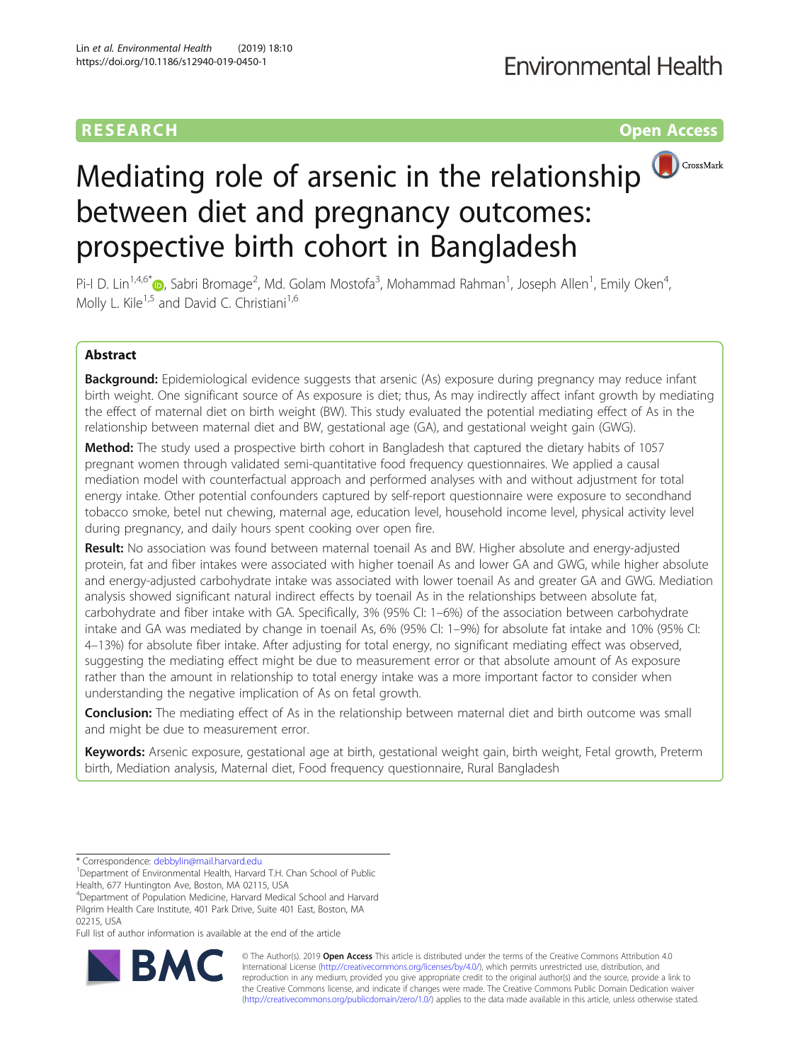RESEARCH

Open Access

# Mediating role of arsenic in the relationship between diet and pregnancy outcomes: prospective birth cohort in Bangladesh

Pi-I D. Lin[1,4,6*], Sabri Bromage[2], Md. Golam Mostofa[3], Mohammad Rahman[1], Joseph Allen[1], Emily Oken[4], Molly L. Kile[1,5] and David C. Christiani[1,6]

## Abstract

**Background:** Epidemiological evidence suggests that arsenic (As) exposure during pregnancy may reduce infant birth weight. One significant source of As exposure is diet; thus, As may indirectly affect infant growth by mediating the effect of maternal diet on birth weight (BW). This study evaluated the potential mediating effect of As in the relationship between maternal diet and BW, gestational age (GA), and gestational weight gain (GWG).

**Method:** The study used a prospective birth cohort in Bangladesh that captured the dietary habits of 1057 pregnant women through validated semi-quantitative food frequency questionnaires. We applied a causal mediation model with counterfactual approach and performed analyses with and without adjustment for total energy intake. Other potential confounders captured by self-report questionnaire were exposure to secondhand tobacco smoke, betel nut chewing, maternal age, education level, household income level, physical activity level during pregnancy, and daily hours spent cooking over open fire.

**Result:** No association was found between maternal toenail As and BW. Higher absolute and energy-adjusted protein, fat and fiber intakes were associated with higher toenail As and lower GA and GWG, while higher absolute and energy-adjusted carbohydrate intake was associated with lower toenail As and greater GA and GWG. Mediation analysis showed significant natural indirect effects by toenail As in the relationships between absolute fat, carbohydrate and fiber intake with GA. Specifically, 3% (95% CI: 1–6%) of the association between carbohydrate intake and GA was mediated by change in toenail As, 6% (95% CI: 1–9%) for absolute fat intake and 10% (95% CI: 4–13%) for absolute fiber intake. After adjusting for total energy, no significant mediating effect was observed, suggesting the mediating effect might be due to measurement error or that absolute amount of As exposure rather than the amount in relationship to total energy intake was a more important factor to consider when understanding the negative implication of As on fetal growth.

**Conclusion:** The mediating effect of As in the relationship between maternal diet and birth outcome was small and might be due to measurement error.

**Keywords:** Arsenic exposure, gestational age at birth, gestational weight gain, birth weight, Fetal growth, Preterm birth, Mediation analysis, Maternal diet, Food frequency questionnaire, Rural Bangladesh

---

\* Correspondence: debbylin@mail.harvard.edu
[1]Department of Environmental Health, Harvard T.H. Chan School of Public Health, 677 Huntington Ave, Boston, MA 02115, USA
[4]Department of Population Medicine, Harvard Medical School and Harvard Pilgrim Health Care Institute, 401 Park Drive, Suite 401 East, Boston, MA 02215, USA
Full list of author information is available at the end of the article

© The Author(s). 2019 **Open Access** This article is distributed under the terms of the Creative Commons Attribution 4.0 International License (http://creativecommons.org/licenses/by/4.0/), which permits unrestricted use, distribution, and reproduction in any medium, provided you give appropriate credit to the original author(s) and the source, provide a link to the Creative Commons license, and indicate if changes were made. The Creative Commons Public Domain Dedication waiver (http://creativecommons.org/publicdomain/zero/1.0/) applies to the data made available in this article, unless otherwise stated.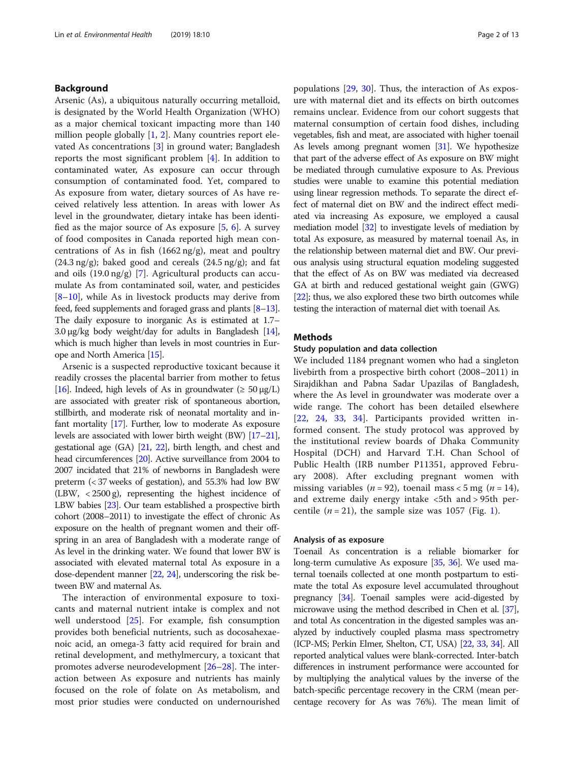## Background

Arsenic (As), a ubiquitous naturally occurring metalloid, is designated by the World Health Organization (WHO) as a major chemical toxicant impacting more than 140 million people globally [1, 2]. Many countries report elevated As concentrations [3] in ground water; Bangladesh reports the most significant problem [4]. In addition to contaminated water, As exposure can occur through consumption of contaminated food. Yet, compared to As exposure from water, dietary sources of As have received relatively less attention. In areas with lower As level in the groundwater, dietary intake has been identified as the major source of As exposure [5, 6]. A survey of food composites in Canada reported high mean concentrations of As in fish (1662 ng/g), meat and poultry (24.3 ng/g); baked good and cereals (24.5 ng/g); and fat and oils (19.0 ng/g) [7]. Agricultural products can accumulate As from contaminated soil, water, and pesticides [8–10], while As in livestock products may derive from feed, feed supplements and foraged grass and plants [8–13]. The daily exposure to inorganic As is estimated at 1.7–3.0 μg/kg body weight/day for adults in Bangladesh [14], which is much higher than levels in most countries in Europe and North America [15].

Arsenic is a suspected reproductive toxicant because it readily crosses the placental barrier from mother to fetus [16]. Indeed, high levels of As in groundwater (≥ 50 μg/L) are associated with greater risk of spontaneous abortion, stillbirth, and moderate risk of neonatal mortality and infant mortality [17]. Further, low to moderate As exposure levels are associated with lower birth weight (BW) [17–21], gestational age (GA) [21, 22], birth length, and chest and head circumferences [20]. Active surveillance from 2004 to 2007 incidated that 21% of newborns in Bangladesh were preterm (< 37 weeks of gestation), and 55.3% had low BW (LBW, < 2500 g), representing the highest incidence of LBW babies [23]. Our team established a prospective birth cohort (2008–2011) to investigate the effect of chronic As exposure on the health of pregnant women and their offspring in an area of Bangladesh with a moderate range of As level in the drinking water. We found that lower BW is associated with elevated maternal total As exposure in a dose-dependent manner [22, 24], underscoring the risk between BW and maternal As.

The interaction of environmental exposure to toxicants and maternal nutrient intake is complex and not well understood [25]. For example, fish consumption provides both beneficial nutrients, such as docosahexaenoic acid, an omega-3 fatty acid required for brain and retinal development, and methylmercury, a toxicant that promotes adverse neurodevelopment [26–28]. The interaction between As exposure and nutrients has mainly focused on the role of folate on As metabolism, and most prior studies were conducted on undernourished populations [29, 30]. Thus, the interaction of As exposure with maternal diet and its effects on birth outcomes remains unclear. Evidence from our cohort suggests that maternal consumption of certain food dishes, including vegetables, fish and meat, are associated with higher toenail As levels among pregnant women [31]. We hypothesize that part of the adverse effect of As exposure on BW might be mediated through cumulative exposure to As. Previous studies were unable to examine this potential mediation using linear regression methods. To separate the direct effect of maternal diet on BW and the indirect effect mediated via increasing As exposure, we employed a causal mediation model [32] to investigate levels of mediation by total As exposure, as measured by maternal toenail As, in the relationship between maternal diet and BW. Our previous analysis using structural equation modeling suggested that the effect of As on BW was mediated via decreased GA at birth and reduced gestational weight gain (GWG) [22]; thus, we also explored these two birth outcomes while testing the interaction of maternal diet with toenail As.

## Methods

### Study population and data collection

We included 1184 pregnant women who had a singleton livebirth from a prospective birth cohort (2008–2011) in Sirajdikhan and Pabna Sadar Upazilas of Bangladesh, where the As level in groundwater was moderate over a wide range. The cohort has been detailed elsewhere [22, 24, 33, 34]. Participants provided written informed consent. The study protocol was approved by the institutional review boards of Dhaka Community Hospital (DCH) and Harvard T.H. Chan School of Public Health (IRB number P11351, approved February 2008). After excluding pregnant women with missing variables ($n = 92$), toenail mass < 5 mg ($n = 14$), and extreme daily energy intake <5th and > 95th percentile ($n = 21$), the sample size was 1057 (Fig. 1).

### Analysis of as exposure

Toenail As concentration is a reliable biomarker for long-term cumulative As exposure [35, 36]. We used maternal toenails collected at one month postpartum to estimate the total As exposure level accumulated throughout pregnancy [34]. Toenail samples were acid-digested by microwave using the method described in Chen et al. [37], and total As concentration in the digested samples was analyzed by inductively coupled plasma mass spectrometry (ICP-MS; Perkin Elmer, Shelton, CT, USA) [22, 33, 34]. All reported analytical values were blank-corrected. Inter-batch differences in instrument performance were accounted for by multiplying the analytical values by the inverse of the batch-specific percentage recovery in the CRM (mean percentage recovery for As was 76%). The mean limit of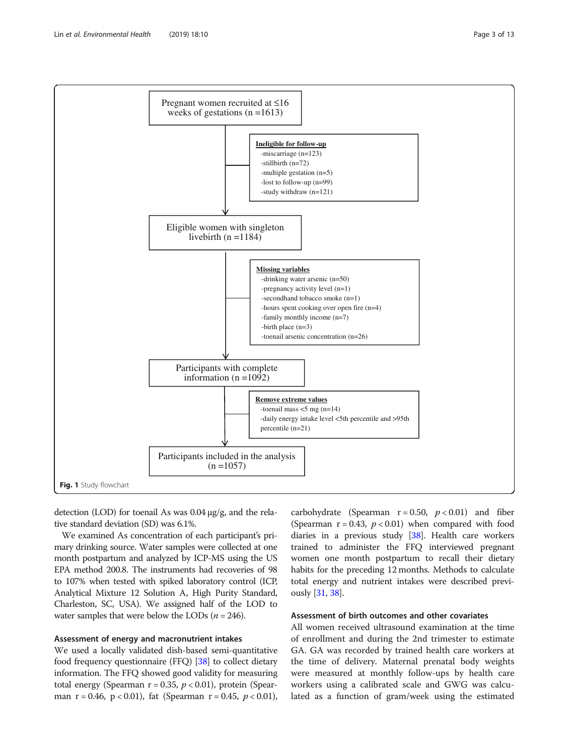Pregnant women recruited at ≤16 weeks of gestations (n =1613)

**Ineligible for follow-up**
- miscarriage (n=123)
- stillbirth (n=72)
- multiple gestation (n=5)
- lost to follow-up (n=99)
- study withdraw (n=121)

Eligible women with singleton livebirth (n =1184)

**Missing variables**
- drinking water arsenic (n=50)
- pregnancy activity level (n=1)
- secondhand tobacco smoke (n=1)
- hours spent cooking over open fire (n=4)
- family monthly income (n=7)
- birth place (n=3)
- toenail arsenic concentration (n=26)

Participants with complete information (n =1092)

**Remove extreme values**
- toenail mass <5 mg (n=14)
- daily energy intake level <5th percentile and >95th percentile (n=21)

Participants included in the analysis (n =1057)

**Fig. 1** Study flowchart

detection (LOD) for toenail As was 0.04 μg/g, and the relative standard deviation (SD) was 6.1%.

We examined As concentration of each participant's primary drinking source. Water samples were collected at one month postpartum and analyzed by ICP-MS using the US EPA method 200.8. The instruments had recoveries of 98 to 107% when tested with spiked laboratory control (ICP, Analytical Mixture 12 Solution A, High Purity Standard, Charleston, SC, USA). We assigned half of the LOD to water samples that were below the LODs ($n = 246$).

### Assessment of energy and macronutrient intakes

We used a locally validated dish-based semi-quantitative food frequency questionnaire (FFQ) [38] to collect dietary information. The FFQ showed good validity for measuring total energy (Spearman $r = 0.35$, $p < 0.01$), protein (Spearman $r = 0.46$, $p < 0.01$), fat (Spearman $r = 0.45$, $p < 0.01$), carbohydrate (Spearman $r = 0.50$, $p < 0.01$) and fiber (Spearman $r = 0.43$, $p < 0.01$) when compared with food diaries in a previous study [38]. Health care workers trained to administer the FFQ interviewed pregnant women one month postpartum to recall their dietary habits for the preceding 12 months. Methods to calculate total energy and nutrient intakes were described previously [31, 38].

### Assessment of birth outcomes and other covariates

All women received ultrasound examination at the time of enrollment and during the 2nd trimester to estimate GA. GA was recorded by trained health care workers at the time of delivery. Maternal prenatal body weights were measured at monthly follow-ups by health care workers using a calibrated scale and GWG was calculated as a function of gram/week using the estimated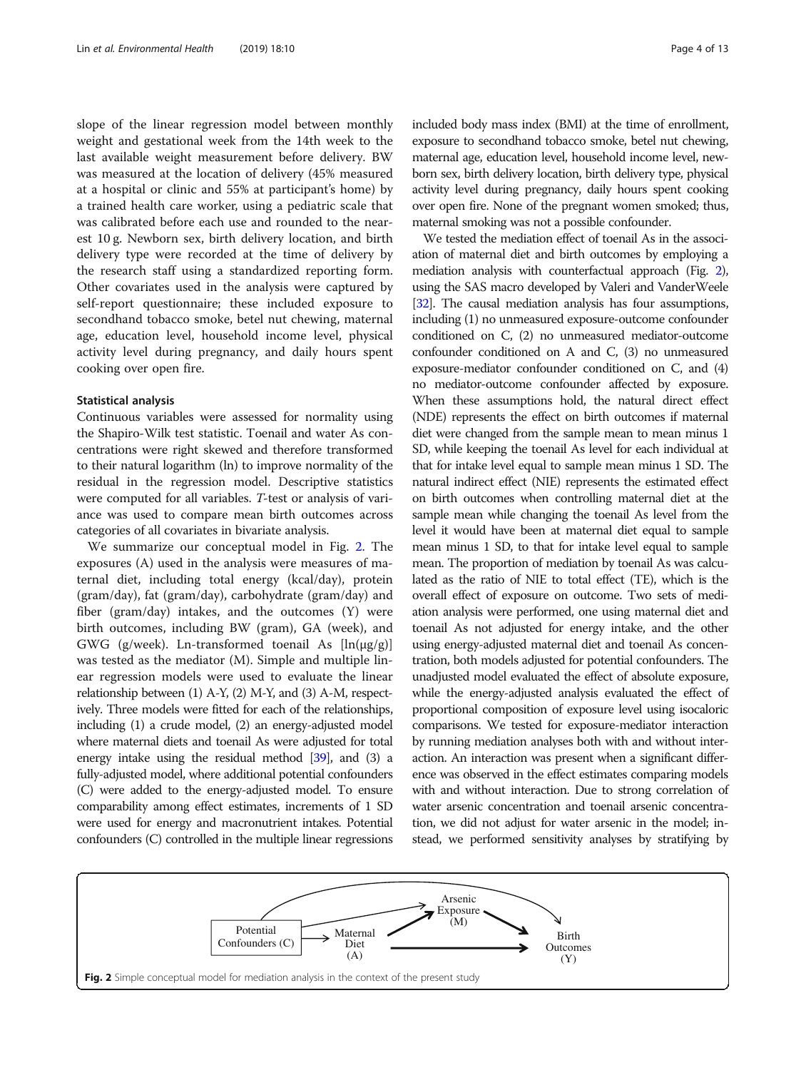slope of the linear regression model between monthly weight and gestational week from the 14th week to the last available weight measurement before delivery. BW was measured at the location of delivery (45% measured at a hospital or clinic and 55% at participant's home) by a trained health care worker, using a pediatric scale that was calibrated before each use and rounded to the nearest 10 g. Newborn sex, birth delivery location, and birth delivery type were recorded at the time of delivery by the research staff using a standardized reporting form. Other covariates used in the analysis were captured by self-report questionnaire; these included exposure to secondhand tobacco smoke, betel nut chewing, maternal age, education level, household income level, physical activity level during pregnancy, and daily hours spent cooking over open fire.

### Statistical analysis

Continuous variables were assessed for normality using the Shapiro-Wilk test statistic. Toenail and water As concentrations were right skewed and therefore transformed to their natural logarithm (ln) to improve normality of the residual in the regression model. Descriptive statistics were computed for all variables. *T*-test or analysis of variance was used to compare mean birth outcomes across categories of all covariates in bivariate analysis.

We summarize our conceptual model in Fig. 2. The exposures (A) used in the analysis were measures of maternal diet, including total energy (kcal/day), protein (gram/day), fat (gram/day), carbohydrate (gram/day) and fiber (gram/day) intakes, and the outcomes (Y) were birth outcomes, including BW (gram), GA (week), and GWG (g/week). Ln-transformed toenail As [ln(μg/g)] was tested as the mediator (M). Simple and multiple linear regression models were used to evaluate the linear relationship between (1) A-Y, (2) M-Y, and (3) A-M, respectively. Three models were fitted for each of the relationships, including (1) a crude model, (2) an energy-adjusted model where maternal diets and toenail As were adjusted for total energy intake using the residual method [39], and (3) a fully-adjusted model, where additional potential confounders (C) were added to the energy-adjusted model. To ensure comparability among effect estimates, increments of 1 SD were used for energy and macronutrient intakes. Potential confounders (C) controlled in the multiple linear regressions included body mass index (BMI) at the time of enrollment, exposure to secondhand tobacco smoke, betel nut chewing, maternal age, education level, household income level, newborn sex, birth delivery location, birth delivery type, physical activity level during pregnancy, daily hours spent cooking over open fire. None of the pregnant women smoked; thus, maternal smoking was not a possible confounder.

We tested the mediation effect of toenail As in the association of maternal diet and birth outcomes by employing a mediation analysis with counterfactual approach (Fig. 2), using the SAS macro developed by Valeri and VanderWeele [32]. The causal mediation analysis has four assumptions, including (1) no unmeasured exposure-outcome confounder conditioned on C, (2) no unmeasured mediator-outcome confounder conditioned on A and C, (3) no unmeasured exposure-mediator confounder conditioned on C, and (4) no mediator-outcome confounder affected by exposure. When these assumptions hold, the natural direct effect (NDE) represents the effect on birth outcomes if maternal diet were changed from the sample mean to mean minus 1 SD, while keeping the toenail As level for each individual at that for intake level equal to sample mean minus 1 SD. The natural indirect effect (NIE) represents the estimated effect on birth outcomes when controlling maternal diet at the sample mean while changing the toenail As level from the level it would have been at maternal diet equal to sample mean minus 1 SD, to that for intake level equal to sample mean. The proportion of mediation by toenail As was calculated as the ratio of NIE to total effect (TE), which is the overall effect of exposure on outcome. Two sets of mediation analysis were performed, one using maternal diet and toenail As not adjusted for energy intake, and the other using energy-adjusted maternal diet and toenail As concentration, both models adjusted for potential confounders. The unadjusted model evaluated the effect of absolute exposure, while the energy-adjusted analysis evaluated the effect of proportional composition of exposure level using isocaloric comparisons. We tested for exposure-mediator interaction by running mediation analyses both with and without interaction. An interaction was present when a significant difference was observed in the effect estimates comparing models with and without interaction. Due to strong correlation of water arsenic concentration and toenail arsenic concentration, we did not adjust for water arsenic in the model; instead, we performed sensitivity analyses by stratifying by

**Fig. 2** Simple conceptual model for mediation analysis in the context of the present study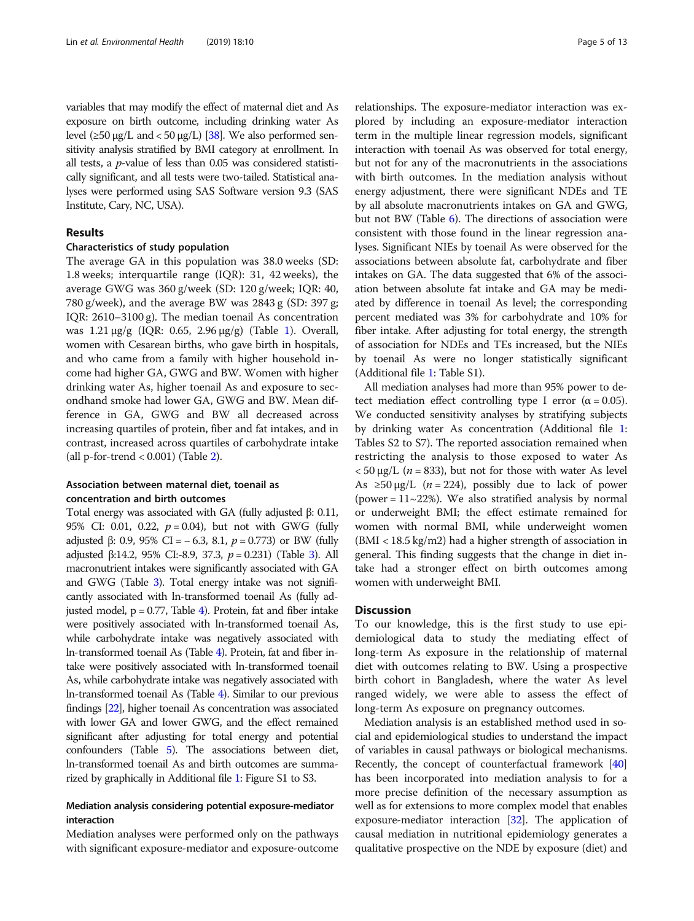variables that may modify the effect of maternal diet and As exposure on birth outcome, including drinking water As level (≥50 μg/L and < 50 μg/L) [38]. We also performed sensitivity analysis stratified by BMI category at enrollment. In all tests, a *p*-value of less than 0.05 was considered statistically significant, and all tests were two-tailed. Statistical analyses were performed using SAS Software version 9.3 (SAS Institute, Cary, NC, USA).

## Results

### Characteristics of study population

The average GA in this population was 38.0 weeks (SD: 1.8 weeks; interquartile range (IQR): 31, 42 weeks), the average GWG was 360 g/week (SD: 120 g/week; IQR: 40, 780 g/week), and the average BW was 2843 g (SD: 397 g; IQR: 2610–3100 g). The median toenail As concentration was 1.21 μg/g (IQR: 0.65, 2.96 μg/g) (Table 1). Overall, women with Cesarean births, who gave birth in hospitals, and who came from a family with higher household income had higher GA, GWG and BW. Women with higher drinking water As, higher toenail As and exposure to secondhand smoke had lower GA, GWG and BW. Mean difference in GA, GWG and BW all decreased across increasing quartiles of protein, fiber and fat intakes, and in contrast, increased across quartiles of carbohydrate intake (all p-for-trend < 0.001) (Table 2).

### Association between maternal diet, toenail as concentration and birth outcomes

Total energy was associated with GA (fully adjusted β: 0.11, 95% CI: 0.01, 0.22, $p = 0.04$), but not with GWG (fully adjusted β: 0.9, 95% CI = − 6.3, 8.1, $p = 0.773$) or BW (fully adjusted β:14.2, 95% CI:-8.9, 37.3, $p = 0.231$) (Table 3). All macronutrient intakes were significantly associated with GA and GWG (Table 3). Total energy intake was not significantly associated with ln-transformed toenail As (fully adjusted model, $p = 0.77$, Table 4). Protein, fat and fiber intake were positively associated with ln-transformed toenail As, while carbohydrate intake was negatively associated with ln-transformed toenail As (Table 4). Protein, fat and fiber intake were positively associated with ln-transformed toenail As, while carbohydrate intake was negatively associated with ln-transformed toenail As (Table 4). Similar to our previous findings [22], higher toenail As concentration was associated with lower GA and lower GWG, and the effect remained significant after adjusting for total energy and potential confounders (Table 5). The associations between diet, ln-transformed toenail As and birth outcomes are summarized by graphically in Additional file 1: Figure S1 to S3.

### Mediation analysis considering potential exposure-mediator interaction

Mediation analyses were performed only on the pathways with significant exposure-mediator and exposure-outcome relationships. The exposure-mediator interaction was explored by including an exposure-mediator interaction term in the multiple linear regression models, significant interaction with toenail As was observed for total energy, but not for any of the macronutrients in the associations with birth outcomes. In the mediation analysis without energy adjustment, there were significant NDEs and TE by all absolute macronutrients intakes on GA and GWG, but not BW (Table 6). The directions of association were consistent with those found in the linear regression analyses. Significant NIEs by toenail As were observed for the associations between absolute fat, carbohydrate and fiber intakes on GA. The data suggested that 6% of the association between absolute fat intake and GA may be mediated by difference in toenail As level; the corresponding percent mediated was 3% for carbohydrate and 10% for fiber intake. After adjusting for total energy, the strength of association for NDEs and TEs increased, but the NIEs by toenail As were no longer statistically significant (Additional file 1: Table S1).

All mediation analyses had more than 95% power to detect mediation effect controlling type I error (α = 0.05). We conducted sensitivity analyses by stratifying subjects by drinking water As concentration (Additional file 1: Tables S2 to S7). The reported association remained when restricting the analysis to those exposed to water As < 50 μg/L ($n = 833$), but not for those with water As level As ≥50 μg/L ($n = 224$), possibly due to lack of power (power = 11~22%). We also stratified analysis by normal or underweight BMI; the effect estimate remained for women with normal BMI, while underweight women (BMI < 18.5 kg/m2) had a higher strength of association in general. This finding suggests that the change in diet intake had a stronger effect on birth outcomes among women with underweight BMI.

## Discussion

To our knowledge, this is the first study to use epidemiological data to study the mediating effect of long-term As exposure in the relationship of maternal diet with outcomes relating to BW. Using a prospective birth cohort in Bangladesh, where the water As level ranged widely, we were able to assess the effect of long-term As exposure on pregnancy outcomes.

Mediation analysis is an established method used in social and epidemiological studies to understand the impact of variables in causal pathways or biological mechanisms. Recently, the concept of counterfactual framework [40] has been incorporated into mediation analysis to for a more precise definition of the necessary assumption as well as for extensions to more complex model that enables exposure-mediator interaction [32]. The application of causal mediation in nutritional epidemiology generates a qualitative prospective on the NDE by exposure (diet) and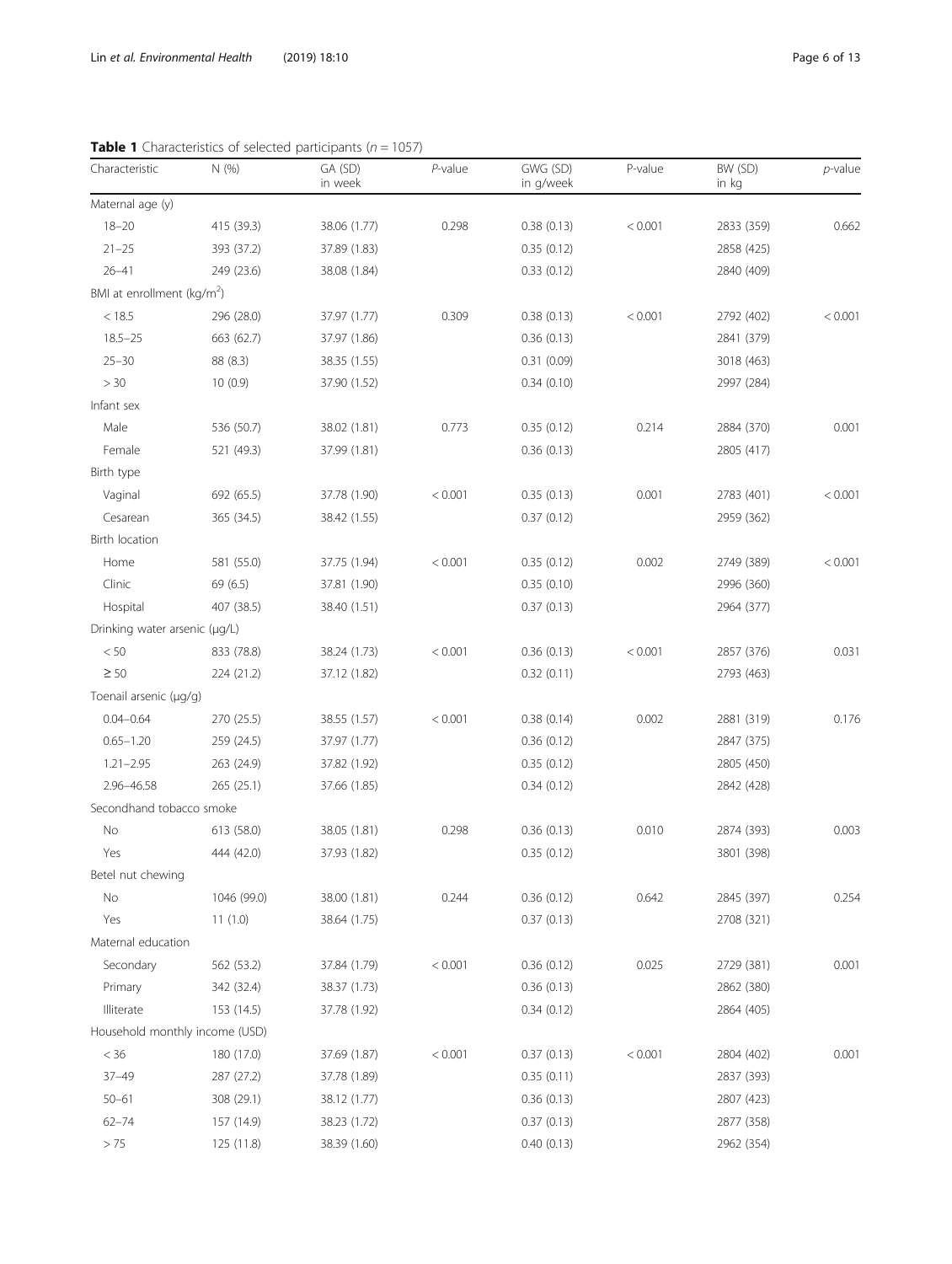**Table 1** Characteristics of selected participants ($n = 1057$)

| Characteristic | N (%) | GA (SD) in week | *P*-value | GWG (SD) in g/week | P-value | BW (SD) in kg | *p*-value |
|---|---|---|---|---|---|---|---|
| Maternal age (y) | | | | | | | |
| 18–20 | 415 (39.3) | 38.06 (1.77) | 0.298 | 0.38 (0.13) | < 0.001 | 2833 (359) | 0.662 |
| 21–25 | 393 (37.2) | 37.89 (1.83) | | 0.35 (0.12) | | 2858 (425) | |
| 26–41 | 249 (23.6) | 38.08 (1.84) | | 0.33 (0.12) | | 2840 (409) | |
| BMI at enrollment (kg/m$^2$) | | | | | | | |
| < 18.5 | 296 (28.0) | 37.97 (1.77) | 0.309 | 0.38 (0.13) | < 0.001 | 2792 (402) | < 0.001 |
| 18.5–25 | 663 (62.7) | 37.97 (1.86) | | 0.36 (0.13) | | 2841 (379) | |
| 25–30 | 88 (8.3) | 38.35 (1.55) | | 0.31 (0.09) | | 3018 (463) | |
| > 30 | 10 (0.9) | 37.90 (1.52) | | 0.34 (0.10) | | 2997 (284) | |
| Infant sex | | | | | | | |
| Male | 536 (50.7) | 38.02 (1.81) | 0.773 | 0.35 (0.12) | 0.214 | 2884 (370) | 0.001 |
| Female | 521 (49.3) | 37.99 (1.81) | | 0.36 (0.13) | | 2805 (417) | |
| Birth type | | | | | | | |
| Vaginal | 692 (65.5) | 37.78 (1.90) | < 0.001 | 0.35 (0.13) | 0.001 | 2783 (401) | < 0.001 |
| Cesarean | 365 (34.5) | 38.42 (1.55) | | 0.37 (0.12) | | 2959 (362) | |
| Birth location | | | | | | | |
| Home | 581 (55.0) | 37.75 (1.94) | < 0.001 | 0.35 (0.12) | 0.002 | 2749 (389) | < 0.001 |
| Clinic | 69 (6.5) | 37.81 (1.90) | | 0.35 (0.10) | | 2996 (360) | |
| Hospital | 407 (38.5) | 38.40 (1.51) | | 0.37 (0.13) | | 2964 (377) | |
| Drinking water arsenic (μg/L) | | | | | | | |
| < 50 | 833 (78.8) | 38.24 (1.73) | < 0.001 | 0.36 (0.13) | < 0.001 | 2857 (376) | 0.031 |
| ≥ 50 | 224 (21.2) | 37.12 (1.82) | | 0.32 (0.11) | | 2793 (463) | |
| Toenail arsenic (μg/g) | | | | | | | |
| 0.04–0.64 | 270 (25.5) | 38.55 (1.57) | < 0.001 | 0.38 (0.14) | 0.002 | 2881 (319) | 0.176 |
| 0.65–1.20 | 259 (24.5) | 37.97 (1.77) | | 0.36 (0.12) | | 2847 (375) | |
| 1.21–2.95 | 263 (24.9) | 37.82 (1.92) | | 0.35 (0.12) | | 2805 (450) | |
| 2.96–46.58 | 265 (25.1) | 37.66 (1.85) | | 0.34 (0.12) | | 2842 (428) | |
| Secondhand tobacco smoke | | | | | | | |
| No | 613 (58.0) | 38.05 (1.81) | 0.298 | 0.36 (0.13) | 0.010 | 2874 (393) | 0.003 |
| Yes | 444 (42.0) | 37.93 (1.82) | | 0.35 (0.12) | | 3801 (398) | |
| Betel nut chewing | | | | | | | |
| No | 1046 (99.0) | 38.00 (1.81) | 0.244 | 0.36 (0.12) | 0.642 | 2845 (397) | 0.254 |
| Yes | 11 (1.0) | 38.64 (1.75) | | 0.37 (0.13) | | 2708 (321) | |
| Maternal education | | | | | | | |
| Secondary | 562 (53.2) | 37.84 (1.79) | < 0.001 | 0.36 (0.12) | 0.025 | 2729 (381) | 0.001 |
| Primary | 342 (32.4) | 38.37 (1.73) | | 0.36 (0.13) | | 2862 (380) | |
| Illiterate | 153 (14.5) | 37.78 (1.92) | | 0.34 (0.12) | | 2864 (405) | |
| Household monthly income (USD) | | | | | | | |
| < 36 | 180 (17.0) | 37.69 (1.87) | < 0.001 | 0.37 (0.13) | < 0.001 | 2804 (402) | 0.001 |
| 37–49 | 287 (27.2) | 37.78 (1.89) | | 0.35 (0.11) | | 2837 (393) | |
| 50–61 | 308 (29.1) | 38.12 (1.77) | | 0.36 (0.13) | | 2807 (423) | |
| 62–74 | 157 (14.9) | 38.23 (1.72) | | 0.37 (0.13) | | 2877 (358) | |
| > 75 | 125 (11.8) | 38.39 (1.60) | | 0.40 (0.13) | | 2962 (354) | |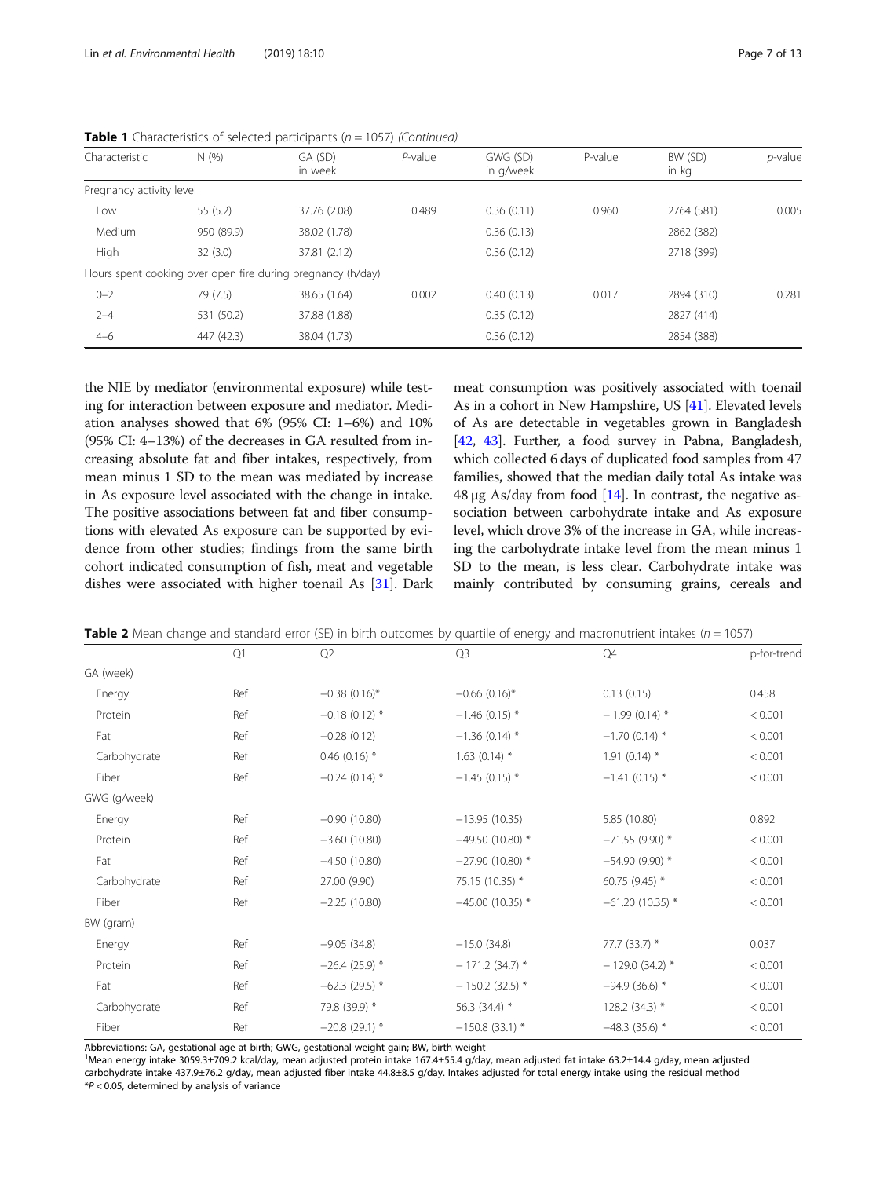**Table 1** Characteristics of selected participants ($n = 1057$) *(Continued)*

| Characteristic | N (%) | GA (SD) in week | *P*-value | GWG (SD) in g/week | P-value | BW (SD) in kg | *p*-value |
|---|---|---|---|---|---|---|---|
| Pregnancy activity level | | | | | | | |
| Low | 55 (5.2) | 37.76 (2.08) | 0.489 | 0.36 (0.11) | 0.960 | 2764 (581) | 0.005 |
| Medium | 950 (89.9) | 38.02 (1.78) | | 0.36 (0.13) | | 2862 (382) | |
| High | 32 (3.0) | 37.81 (2.12) | | 0.36 (0.12) | | 2718 (399) | |
| Hours spent cooking over open fire during pregnancy (h/day) | | | | | | | |
| 0–2 | 79 (7.5) | 38.65 (1.64) | 0.002 | 0.40 (0.13) | 0.017 | 2894 (310) | 0.281 |
| 2–4 | 531 (50.2) | 37.88 (1.88) | | 0.35 (0.12) | | 2827 (414) | |
| 4–6 | 447 (42.3) | 38.04 (1.73) | | 0.36 (0.12) | | 2854 (388) | |

the NIE by mediator (environmental exposure) while testing for interaction between exposure and mediator. Mediation analyses showed that 6% (95% CI: 1–6%) and 10% (95% CI: 4–13%) of the decreases in GA resulted from increasing absolute fat and fiber intakes, respectively, from mean minus 1 SD to the mean was mediated by increase in As exposure level associated with the change in intake. The positive associations between fat and fiber consumptions with elevated As exposure can be supported by evidence from other studies; findings from the same birth cohort indicated consumption of fish, meat and vegetable dishes were associated with higher toenail As [31]. Dark meat consumption was positively associated with toenail As in a cohort in New Hampshire, US [41]. Elevated levels of As are detectable in vegetables grown in Bangladesh [42, 43]. Further, a food survey in Pabna, Bangladesh, which collected 6 days of duplicated food samples from 47 families, showed that the median daily total As intake was 48 μg As/day from food [14]. In contrast, the negative association between carbohydrate intake and As exposure level, which drove 3% of the increase in GA, while increasing the carbohydrate intake level from the mean minus 1 SD to the mean, is less clear. Carbohydrate intake was mainly contributed by consuming grains, cereals and

**Table 2** Mean change and standard error (SE) in birth outcomes by quartile of energy and macronutrient intakes ($n = 1057$)

| | Q1 | Q2 | Q3 | Q4 | p-for-trend |
|---|---|---|---|---|---|
| GA (week) | | | | | |
| Energy | Ref | −0.38 (0.16)* | −0.66 (0.16)* | 0.13 (0.15) | 0.458 |
| Protein | Ref | −0.18 (0.12) * | −1.46 (0.15) * | − 1.99 (0.14) * | < 0.001 |
| Fat | Ref | −0.28 (0.12) | −1.36 (0.14) * | −1.70 (0.14) * | < 0.001 |
| Carbohydrate | Ref | 0.46 (0.16) * | 1.63 (0.14) * | 1.91 (0.14) * | < 0.001 |
| Fiber | Ref | −0.24 (0.14) * | −1.45 (0.15) * | −1.41 (0.15) * | < 0.001 |
| GWG (g/week) | | | | | |
| Energy | Ref | −0.90 (10.80) | −13.95 (10.35) | 5.85 (10.80) | 0.892 |
| Protein | Ref | −3.60 (10.80) | −49.50 (10.80) * | −71.55 (9.90) * | < 0.001 |
| Fat | Ref | −4.50 (10.80) | −27.90 (10.80) * | −54.90 (9.90) * | < 0.001 |
| Carbohydrate | Ref | 27.00 (9.90) | 75.15 (10.35) * | 60.75 (9.45) * | < 0.001 |
| Fiber | Ref | −2.25 (10.80) | −45.00 (10.35) * | −61.20 (10.35) * | < 0.001 |
| BW (gram) | | | | | |
| Energy | Ref | −9.05 (34.8) | −15.0 (34.8) | 77.7 (33.7) * | 0.037 |
| Protein | Ref | −26.4 (25.9) * | − 171.2 (34.7) * | − 129.0 (34.2) * | < 0.001 |
| Fat | Ref | −62.3 (29.5) * | − 150.2 (32.5) * | −94.9 (36.6) * | < 0.001 |
| Carbohydrate | Ref | 79.8 (39.9) * | 56.3 (34.4) * | 128.2 (34.3) * | < 0.001 |
| Fiber | Ref | −20.8 (29.1) * | −150.8 (33.1) * | −48.3 (35.6) * | < 0.001 |

Abbreviations: GA, gestational age at birth; GWG, gestational weight gain; BW, birth weight

[1]Mean energy intake 3059.3±709.2 kcal/day, mean adjusted protein intake 167.4±55.4 g/day, mean adjusted fat intake 63.2±14.4 g/day, mean adjusted carbohydrate intake 437.9±76.2 g/day, mean adjusted fiber intake 44.8±8.5 g/day. Intakes adjusted for total energy intake using the residual method

*$P < 0.05$, determined by analysis of variance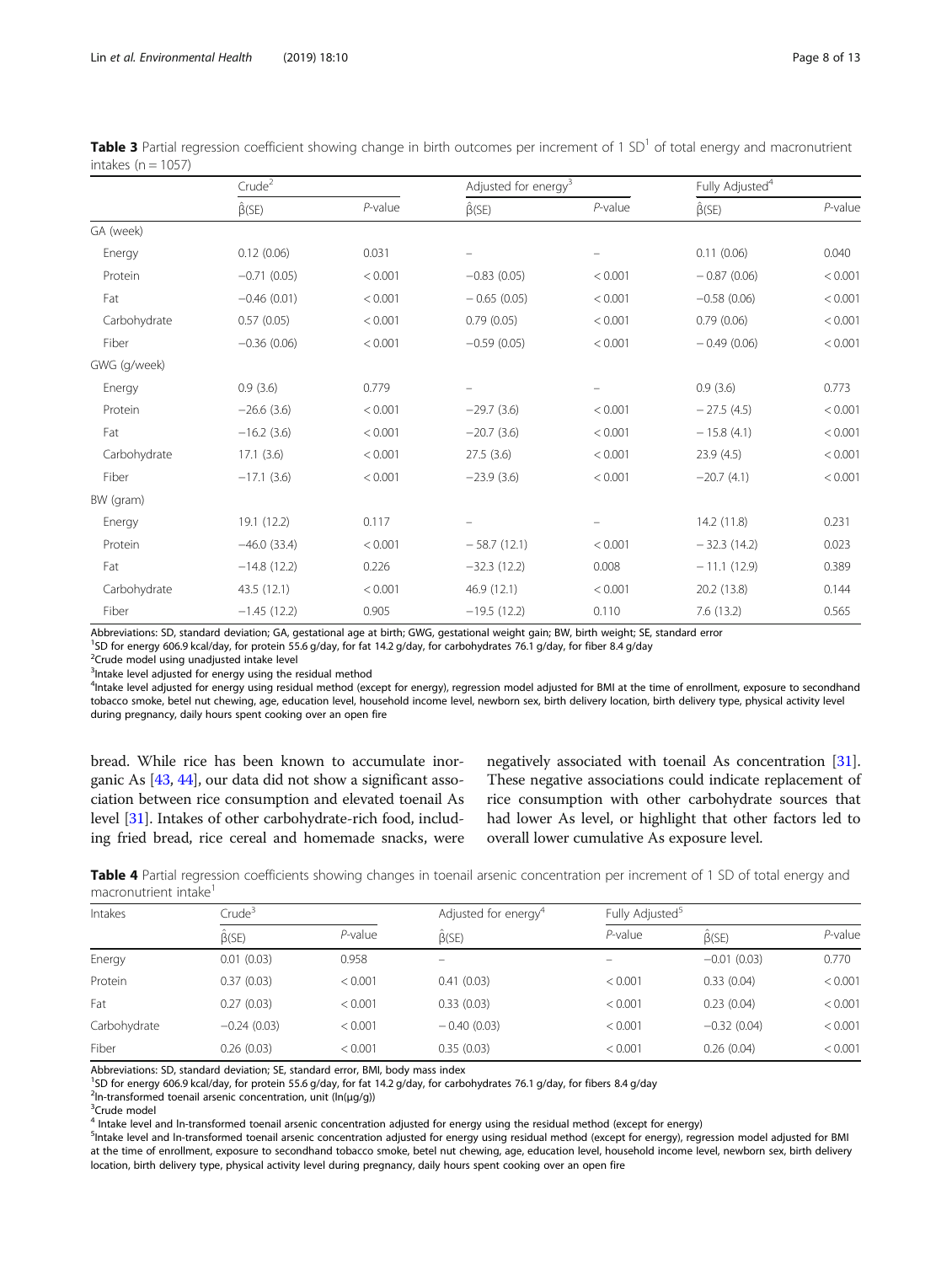**Table 3** Partial regression coefficient showing change in birth outcomes per increment of 1 SD[1] of total energy and macronutrient intakes (n = 1057)

| | Crude[2] | | Adjusted for energy[3] | | Fully Adjusted[4] | |
|---|---|---|---|---|---|---|
| | $\hat{\beta}$(SE) | *P*-value | $\hat{\beta}$(SE) | *P*-value | $\hat{\beta}$(SE) | *P*-value |
| GA (week) | | | | | | |
| Energy | 0.12 (0.06) | 0.031 | – | – | 0.11 (0.06) | 0.040 |
| Protein | −0.71 (0.05) | < 0.001 | −0.83 (0.05) | < 0.001 | − 0.87 (0.06) | < 0.001 |
| Fat | −0.46 (0.01) | < 0.001 | − 0.65 (0.05) | < 0.001 | −0.58 (0.06) | < 0.001 |
| Carbohydrate | 0.57 (0.05) | < 0.001 | 0.79 (0.05) | < 0.001 | 0.79 (0.06) | < 0.001 |
| Fiber | −0.36 (0.06) | < 0.001 | −0.59 (0.05) | < 0.001 | − 0.49 (0.06) | < 0.001 |
| GWG (g/week) | | | | | | |
| Energy | 0.9 (3.6) | 0.779 | – | – | 0.9 (3.6) | 0.773 |
| Protein | −26.6 (3.6) | < 0.001 | −29.7 (3.6) | < 0.001 | − 27.5 (4.5) | < 0.001 |
| Fat | −16.2 (3.6) | < 0.001 | −20.7 (3.6) | < 0.001 | − 15.8 (4.1) | < 0.001 |
| Carbohydrate | 17.1 (3.6) | < 0.001 | 27.5 (3.6) | < 0.001 | 23.9 (4.5) | < 0.001 |
| Fiber | −17.1 (3.6) | < 0.001 | −23.9 (3.6) | < 0.001 | −20.7 (4.1) | < 0.001 |
| BW (gram) | | | | | | |
| Energy | 19.1 (12.2) | 0.117 | – | – | 14.2 (11.8) | 0.231 |
| Protein | −46.0 (33.4) | < 0.001 | − 58.7 (12.1) | < 0.001 | − 32.3 (14.2) | 0.023 |
| Fat | −14.8 (12.2) | 0.226 | −32.3 (12.2) | 0.008 | − 11.1 (12.9) | 0.389 |
| Carbohydrate | 43.5 (12.1) | < 0.001 | 46.9 (12.1) | < 0.001 | 20.2 (13.8) | 0.144 |
| Fiber | −1.45 (12.2) | 0.905 | −19.5 (12.2) | 0.110 | 7.6 (13.2) | 0.565 |

Abbreviations: SD, standard deviation; GA, gestational age at birth; GWG, gestational weight gain; BW, birth weight; SE, standard error
[1]SD for energy 606.9 kcal/day, for protein 55.6 g/day, for fat 14.2 g/day, for carbohydrates 76.1 g/day, for fiber 8.4 g/day
[2]Crude model using unadjusted intake level
[3]Intake level adjusted for energy using the residual method
[4]Intake level adjusted for energy using residual method (except for energy), regression model adjusted for BMI at the time of enrollment, exposure to secondhand tobacco smoke, betel nut chewing, age, education level, household income level, newborn sex, birth delivery location, birth delivery type, physical activity level during pregnancy, daily hours spent cooking over an open fire

bread. While rice has been known to accumulate inorganic As [43, 44], our data did not show a significant association between rice consumption and elevated toenail As level [31]. Intakes of other carbohydrate-rich food, including fried bread, rice cereal and homemade snacks, were negatively associated with toenail As concentration [31]. These negative associations could indicate replacement of rice consumption with other carbohydrate sources that had lower As level, or highlight that other factors led to overall lower cumulative As exposure level.

**Table 4** Partial regression coefficients showing changes in toenail arsenic concentration per increment of 1 SD of total energy and macronutrient intake[1]

| Intakes | Crude[3] | | Adjusted for energy[4] | Fully Adjusted[5] | | |
|---|---|---|---|---|---|---|
| | $\hat{\beta}$(SE) | *P*-value | $\hat{\beta}$(SE) | *P*-value | $\hat{\beta}$(SE) | *P*-value |
| Energy | 0.01 (0.03) | 0.958 | – | – | −0.01 (0.03) | 0.770 |
| Protein | 0.37 (0.03) | < 0.001 | 0.41 (0.03) | < 0.001 | 0.33 (0.04) | < 0.001 |
| Fat | 0.27 (0.03) | < 0.001 | 0.33 (0.03) | < 0.001 | 0.23 (0.04) | < 0.001 |
| Carbohydrate | −0.24 (0.03) | < 0.001 | − 0.40 (0.03) | < 0.001 | −0.32 (0.04) | < 0.001 |
| Fiber | 0.26 (0.03) | < 0.001 | 0.35 (0.03) | < 0.001 | 0.26 (0.04) | < 0.001 |

Abbreviations: SD, standard deviation; SE, standard error, BMI, body mass index
[1]SD for energy 606.9 kcal/day, for protein 55.6 g/day, for fat 14.2 g/day, for carbohydrates 76.1 g/day, for fibers 8.4 g/day
[2]ln-transformed toenail arsenic concentration, unit (ln(μg/g))
[3]Crude model
[4] Intake level and ln-transformed toenail arsenic concentration adjusted for energy using the residual method (except for energy)
[5]Intake level and ln-transformed toenail arsenic concentration adjusted for energy using residual method (except for energy), regression model adjusted for BMI at the time of enrollment, exposure to secondhand tobacco smoke, betel nut chewing, age, education level, household income level, newborn sex, birth delivery location, birth delivery type, physical activity level during pregnancy, daily hours spent cooking over an open fire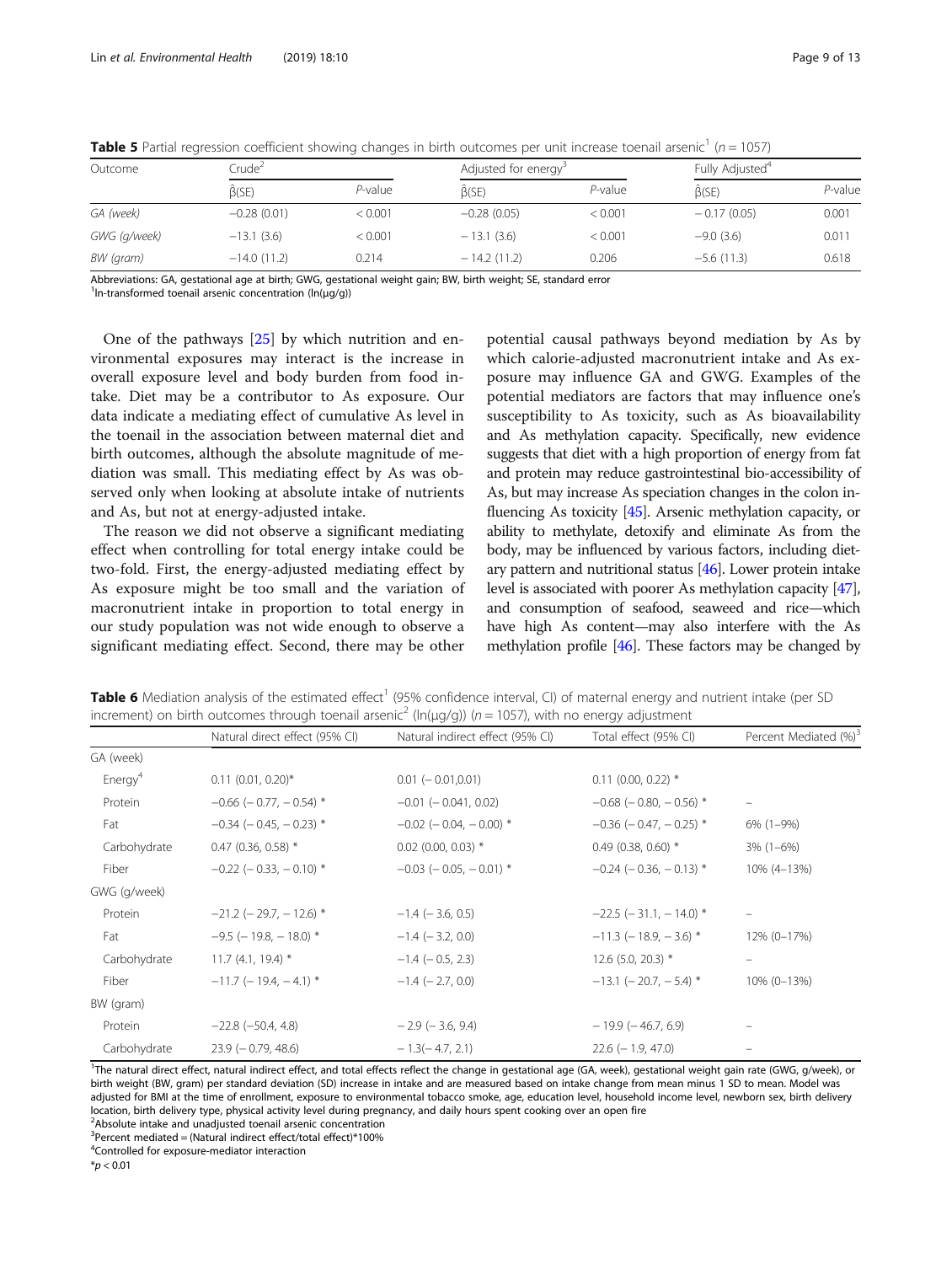**Table 5** Partial regression coefficient showing changes in birth outcomes per unit increase toenail arsenic[1] ($n = 1057$)

| Outcome | Crude[2] | | Adjusted for energy[3] | | Fully Adjusted[4] | |
|---|---|---|---|---|---|---|
| | $\hat{\beta}$(SE) | *P*-value | $\hat{\beta}$(SE) | *P*-value | $\hat{\beta}$(SE) | *P*-value |
| *GA (week)* | −0.28 (0.01) | < 0.001 | −0.28 (0.05) | < 0.001 | − 0.17 (0.05) | 0.001 |
| *GWG (g/week)* | −13.1 (3.6) | < 0.001 | − 13.1 (3.6) | < 0.001 | −9.0 (3.6) | 0.011 |
| *BW (gram)* | −14.0 (11.2) | 0.214 | − 14.2 (11.2) | 0.206 | −5.6 (11.3) | 0.618 |

Abbreviations: GA, gestational age at birth; GWG, gestational weight gain; BW, birth weight; SE, standard error
[1]ln-transformed toenail arsenic concentration (ln(μg/g))

One of the pathways [25] by which nutrition and environmental exposures may interact is the increase in overall exposure level and body burden from food intake. Diet may be a contributor to As exposure. Our data indicate a mediating effect of cumulative As level in the toenail in the association between maternal diet and birth outcomes, although the absolute magnitude of mediation was small. This mediating effect by As was observed only when looking at absolute intake of nutrients and As, but not at energy-adjusted intake.

The reason we did not observe a significant mediating effect when controlling for total energy intake could be two-fold. First, the energy-adjusted mediating effect by As exposure might be too small and the variation of macronutrient intake in proportion to total energy in our study population was not wide enough to observe a significant mediating effect. Second, there may be other potential causal pathways beyond mediation by As by which calorie-adjusted macronutrient intake and As exposure may influence GA and GWG. Examples of the potential mediators are factors that may influence one's susceptibility to As toxicity, such as As bioavailability and As methylation capacity. Specifically, new evidence suggests that diet with a high proportion of energy from fat and protein may reduce gastrointestinal bio-accessibility of As, but may increase As speciation changes in the colon influencing As toxicity [45]. Arsenic methylation capacity, or ability to methylate, detoxify and eliminate As from the body, may be influenced by various factors, including dietary pattern and nutritional status [46]. Lower protein intake level is associated with poorer As methylation capacity [47], and consumption of seafood, seaweed and rice—which have high As content—may also interfere with the As methylation profile [46]. These factors may be changed by

**Table 6** Mediation analysis of the estimated effect[1] (95% confidence interval, CI) of maternal energy and nutrient intake (per SD increment) on birth outcomes through toenail arsenic[2] (ln(μg/g)) ($n = 1057$), with no energy adjustment

| | Natural direct effect (95% CI) | Natural indirect effect (95% CI) | Total effect (95% CI) | Percent Mediated (%)[3] |
|---|---|---|---|---|
| GA (week) | | | | |
| Energy[4] | 0.11 (0.01, 0.20)* | 0.01 (− 0.01,0.01) | 0.11 (0.00, 0.22) * | |
| Protein | −0.66 (− 0.77, − 0.54) * | −0.01 (− 0.041, 0.02) | −0.68 (− 0.80, − 0.56) * | – |
| Fat | −0.34 (− 0.45, − 0.23) * | −0.02 (− 0.04, − 0.00) * | −0.36 (− 0.47, − 0.25) * | 6% (1–9%) |
| Carbohydrate | 0.47 (0.36, 0.58) * | 0.02 (0.00, 0.03) * | 0.49 (0.38, 0.60) * | 3% (1–6%) |
| Fiber | −0.22 (− 0.33, − 0.10) * | −0.03 (− 0.05, − 0.01) * | −0.24 (− 0.36, − 0.13) * | 10% (4–13%) |
| GWG (g/week) | | | | |
| Protein | −21.2 (− 29.7, − 12.6) * | −1.4 (− 3.6, 0.5) | −22.5 (− 31.1, − 14.0) * | – |
| Fat | −9.5 (− 19.8, − 18.0) * | −1.4 (− 3.2, 0.0) | −11.3 (− 18.9, − 3.6) * | 12% (0–17%) |
| Carbohydrate | 11.7 (4.1, 19.4) * | −1.4 (− 0.5, 2.3) | 12.6 (5.0, 20.3) * | – |
| Fiber | −11.7 (− 19.4, − 4.1) * | −1.4 (− 2.7, 0.0) | −13.1 (− 20.7, − 5.4) * | 10% (0–13%) |
| BW (gram) | | | | |
| Protein | −22.8 (−50.4, 4.8) | − 2.9 (− 3.6, 9.4) | − 19.9 (− 46.7, 6.9) | – |
| Carbohydrate | 23.9 (− 0.79, 48.6) | − 1.3(− 4.7, 2.1) | 22.6 (− 1.9, 47.0) | – |

[1]The natural direct effect, natural indirect effect, and total effects reflect the change in gestational age (GA, week), gestational weight gain rate (GWG, g/week), or birth weight (BW, gram) per standard deviation (SD) increase in intake and are measured based on intake change from mean minus 1 SD to mean. Model was adjusted for BMI at the time of enrollment, exposure to environmental tobacco smoke, age, education level, household income level, newborn sex, birth delivery location, birth delivery type, physical activity level during pregnancy, and daily hours spent cooking over an open fire
[2]Absolute intake and unadjusted toenail arsenic concentration
[3]Percent mediated = (Natural indirect effect/total effect)*100%
[4]Controlled for exposure-mediator interaction
*$p < 0.01$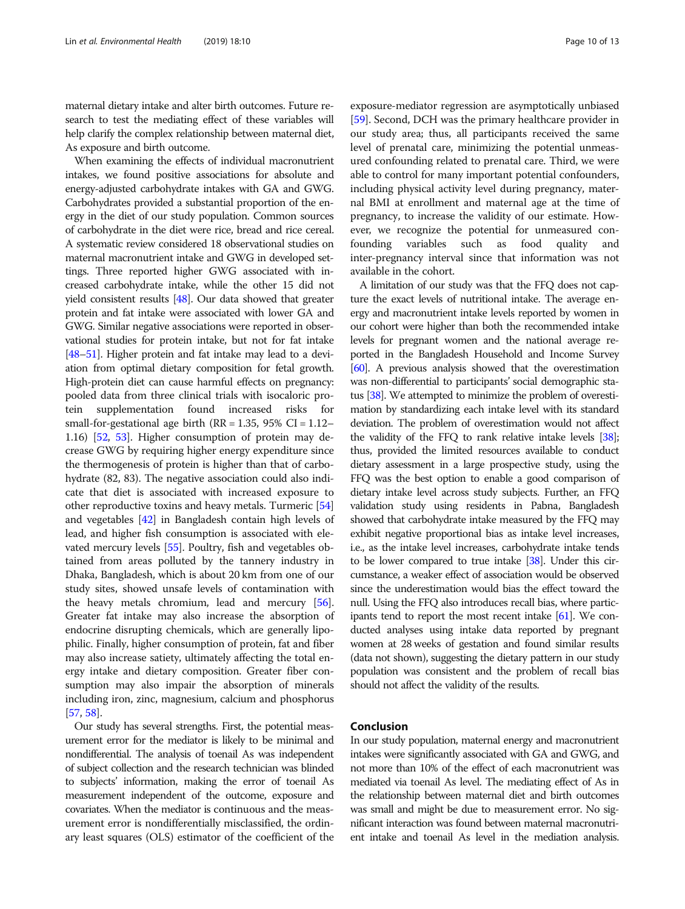maternal dietary intake and alter birth outcomes. Future research to test the mediating effect of these variables will help clarify the complex relationship between maternal diet, As exposure and birth outcome.

When examining the effects of individual macronutrient intakes, we found positive associations for absolute and energy-adjusted carbohydrate intakes with GA and GWG. Carbohydrates provided a substantial proportion of the energy in the diet of our study population. Common sources of carbohydrate in the diet were rice, bread and rice cereal. A systematic review considered 18 observational studies on maternal macronutrient intake and GWG in developed settings. Three reported higher GWG associated with increased carbohydrate intake, while the other 15 did not yield consistent results [48]. Our data showed that greater protein and fat intake were associated with lower GA and GWG. Similar negative associations were reported in observational studies for protein intake, but not for fat intake [48–51]. Higher protein and fat intake may lead to a deviation from optimal dietary composition for fetal growth. High-protein diet can cause harmful effects on pregnancy: pooled data from three clinical trials with isocaloric protein supplementation found increased risks for small-for-gestational age birth (RR = 1.35, 95% CI = 1.12–1.16) [52, 53]. Higher consumption of protein may decrease GWG by requiring higher energy expenditure since the thermogenesis of protein is higher than that of carbohydrate (82, 83). The negative association could also indicate that diet is associated with increased exposure to other reproductive toxins and heavy metals. Turmeric [54] and vegetables [42] in Bangladesh contain high levels of lead, and higher fish consumption is associated with elevated mercury levels [55]. Poultry, fish and vegetables obtained from areas polluted by the tannery industry in Dhaka, Bangladesh, which is about 20 km from one of our study sites, showed unsafe levels of contamination with the heavy metals chromium, lead and mercury [56]. Greater fat intake may also increase the absorption of endocrine disrupting chemicals, which are generally lipophilic. Finally, higher consumption of protein, fat and fiber may also increase satiety, ultimately affecting the total energy intake and dietary composition. Greater fiber consumption may also impair the absorption of minerals including iron, zinc, magnesium, calcium and phosphorus [57, 58].

Our study has several strengths. First, the potential measurement error for the mediator is likely to be minimal and nondifferential. The analysis of toenail As was independent of subject collection and the research technician was blinded to subjects' information, making the error of toenail As measurement independent of the outcome, exposure and covariates. When the mediator is continuous and the measurement error is nondifferentially misclassified, the ordinary least squares (OLS) estimator of the coefficient of the exposure-mediator regression are asymptotically unbiased [59]. Second, DCH was the primary healthcare provider in our study area; thus, all participants received the same level of prenatal care, minimizing the potential unmeasured confounding related to prenatal care. Third, we were able to control for many important potential confounders, including physical activity level during pregnancy, maternal BMI at enrollment and maternal age at the time of pregnancy, to increase the validity of our estimate. However, we recognize the potential for unmeasured confounding variables such as food quality and inter-pregnancy interval since that information was not available in the cohort.

A limitation of our study was that the FFQ does not capture the exact levels of nutritional intake. The average energy and macronutrient intake levels reported by women in our cohort were higher than both the recommended intake levels for pregnant women and the national average reported in the Bangladesh Household and Income Survey [60]. A previous analysis showed that the overestimation was non-differential to participants' social demographic status [38]. We attempted to minimize the problem of overestimation by standardizing each intake level with its standard deviation. The problem of overestimation would not affect the validity of the FFQ to rank relative intake levels [38]; thus, provided the limited resources available to conduct dietary assessment in a large prospective study, using the FFQ was the best option to enable a good comparison of dietary intake level across study subjects. Further, an FFQ validation study using residents in Pabna, Bangladesh showed that carbohydrate intake measured by the FFQ may exhibit negative proportional bias as intake level increases, i.e., as the intake level increases, carbohydrate intake tends to be lower compared to true intake [38]. Under this circumstance, a weaker effect of association would be observed since the underestimation would bias the effect toward the null. Using the FFQ also introduces recall bias, where participants tend to report the most recent intake [61]. We conducted analyses using intake data reported by pregnant women at 28 weeks of gestation and found similar results (data not shown), suggesting the dietary pattern in our study population was consistent and the problem of recall bias should not affect the validity of the results.

## Conclusion

In our study population, maternal energy and macronutrient intakes were significantly associated with GA and GWG, and not more than 10% of the effect of each macronutrient was mediated via toenail As level. The mediating effect of As in the relationship between maternal diet and birth outcomes was small and might be due to measurement error. No significant interaction was found between maternal macronutrient intake and toenail As level in the mediation analysis.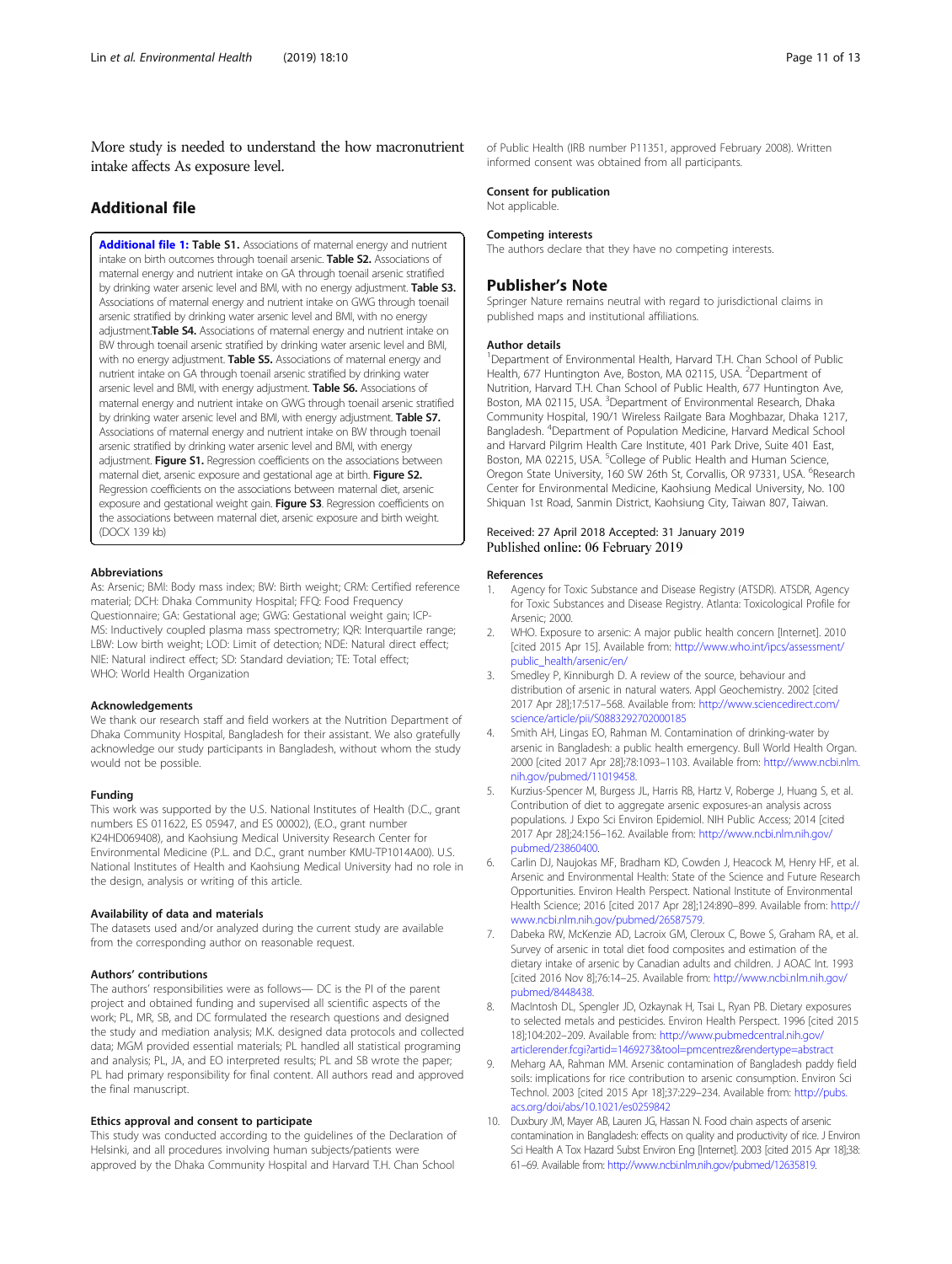More study is needed to understand the how macronutrient intake affects As exposure level.

## Additional file

**Additional file 1: Table S1.** Associations of maternal energy and nutrient intake on birth outcomes through toenail arsenic. **Table S2.** Associations of maternal energy and nutrient intake on GA through toenail arsenic stratified by drinking water arsenic level and BMI, with no energy adjustment. **Table S3.** Associations of maternal energy and nutrient intake on GWG through toenail arsenic stratified by drinking water arsenic level and BMI, with no energy adjustment. **Table S4.** Associations of maternal energy and nutrient intake on BW through toenail arsenic stratified by drinking water arsenic level and BMI, with no energy adjustment. **Table S5.** Associations of maternal energy and nutrient intake on GA through toenail arsenic stratified by drinking water arsenic level and BMI, with energy adjustment. **Table S6.** Associations of maternal energy and nutrient intake on GWG through toenail arsenic stratified by drinking water arsenic level and BMI, with energy adjustment. **Table S7.** Associations of maternal energy and nutrient intake on BW through toenail arsenic stratified by drinking water arsenic level and BMI, with energy adjustment. **Figure S1.** Regression coefficients on the associations between maternal diet, arsenic exposure and gestational age at birth. **Figure S2.** Regression coefficients on the associations between maternal diet, arsenic exposure and gestational weight gain. **Figure S3**. Regression coefficients on the associations between maternal diet, arsenic exposure and birth weight. (DOCX 139 kb)

### Abbreviations

As: Arsenic; BMI: Body mass index; BW: Birth weight; CRM: Certified reference material; DCH: Dhaka Community Hospital; FFQ: Food Frequency Questionnaire; GA: Gestational age; GWG: Gestational weight gain; ICP-MS: Inductively coupled plasma mass spectrometry; IQR: Interquartile range; LBW: Low birth weight; LOD: Limit of detection; NDE: Natural direct effect; NIE: Natural indirect effect; SD: Standard deviation; TE: Total effect; WHO: World Health Organization

### Acknowledgements

We thank our research staff and field workers at the Nutrition Department of Dhaka Community Hospital, Bangladesh for their assistant. We also gratefully acknowledge our study participants in Bangladesh, without whom the study would not be possible.

### Funding

This work was supported by the U.S. National Institutes of Health (D.C., grant numbers ES 011622, ES 05947, and ES 00002), (E.O., grant number K24HD069408), and Kaohsiung Medical University Research Center for Environmental Medicine (P.L. and D.C., grant number KMU-TP1014A00). U.S. National Institutes of Health and Kaohsiung Medical University had no role in the design, analysis or writing of this article.

### Availability of data and materials

The datasets used and/or analyzed during the current study are available from the corresponding author on reasonable request.

### Authors' contributions

The authors' responsibilities were as follows— DC is the PI of the parent project and obtained funding and supervised all scientific aspects of the work; PL, MR, SB, and DC formulated the research questions and designed the study and mediation analysis; M.K. designed data protocols and collected data; MGM provided essential materials; PL handled all statistical programing and analysis; PL, JA, and EO interpreted results; PL and SB wrote the paper; PL had primary responsibility for final content. All authors read and approved the final manuscript.

### Ethics approval and consent to participate

This study was conducted according to the guidelines of the Declaration of Helsinki, and all procedures involving human subjects/patients were approved by the Dhaka Community Hospital and Harvard T.H. Chan School of Public Health (IRB number P11351, approved February 2008). Written informed consent was obtained from all participants.

### Consent for publication

Not applicable.

### Competing interests

The authors declare that they have no competing interests.

## Publisher's Note

Springer Nature remains neutral with regard to jurisdictional claims in published maps and institutional affiliations.

### Author details

[1]Department of Environmental Health, Harvard T.H. Chan School of Public Health, 677 Huntington Ave, Boston, MA 02115, USA. [2]Department of Nutrition, Harvard T.H. Chan School of Public Health, 677 Huntington Ave, Boston, MA 02115, USA. [3]Department of Environmental Research, Dhaka Community Hospital, 190/1 Wireless Railgate Bara Moghbazar, Dhaka 1217, Bangladesh. [4]Department of Population Medicine, Harvard Medical School and Harvard Pilgrim Health Care Institute, 401 Park Drive, Suite 401 East, Boston, MA 02215, USA. [5]College of Public Health and Human Science, Oregon State University, 160 SW 26th St, Corvallis, OR 97331, USA. [6]Research Center for Environmental Medicine, Kaohsiung Medical University, No. 100 Shiquan 1st Road, Sanmin District, Kaohsiung City, Taiwan 807, Taiwan.

Received: 27 April 2018 Accepted: 31 January 2019
Published online: 06 February 2019

### References

1. Agency for Toxic Substance and Disease Registry (ATSDR). ATSDR, Agency for Toxic Substances and Disease Registry. Atlanta: Toxicological Profile for Arsenic; 2000.
2. WHO. Exposure to arsenic: A major public health concern [Internet]. 2010 [cited 2015 Apr 15]. Available from: http://www.who.int/ipcs/assessment/public_health/arsenic/en/
3. Smedley P, Kinniburgh D. A review of the source, behaviour and distribution of arsenic in natural waters. Appl Geochemistry. 2002 [cited 2017 Apr 28];17:517–568. Available from: http://www.sciencedirect.com/science/article/pii/S0883292702000185
4. Smith AH, Lingas EO, Rahman M. Contamination of drinking-water by arsenic in Bangladesh: a public health emergency. Bull World Health Organ. 2000 [cited 2017 Apr 28];78:1093–1103. Available from: http://www.ncbi.nlm.nih.gov/pubmed/11019458.
5. Kurzius-Spencer M, Burgess JL, Harris RB, Hartz V, Roberge J, Huang S, et al. Contribution of diet to aggregate arsenic exposures-an analysis across populations. J Expo Sci Environ Epidemiol. NIH Public Access; 2014 [cited 2017 Apr 28];24:156–162. Available from: http://www.ncbi.nlm.nih.gov/pubmed/23860400.
6. Carlin DJ, Naujokas MF, Bradham KD, Cowden J, Heacock M, Henry HF, et al. Arsenic and Environmental Health: State of the Science and Future Research Opportunities. Environ Health Perspect. National Institute of Environmental Health Science; 2016 [cited 2017 Apr 28];124:890–899. Available from: http://www.ncbi.nlm.nih.gov/pubmed/26587579.
7. Dabeka RW, McKenzie AD, Lacroix GM, Cleroux C, Bowe S, Graham RA, et al. Survey of arsenic in total diet food composites and estimation of the dietary intake of arsenic by Canadian adults and children. J AOAC Int. 1993 [cited 2016 Nov 8];76:14–25. Available from: http://www.ncbi.nlm.nih.gov/pubmed/8448438.
8. MacIntosh DL, Spengler JD, Ozkaynak H, Tsai L, Ryan PB. Dietary exposures to selected metals and pesticides. Environ Health Perspect. 1996 [cited 2015 18];104:202–209. Available from: http://www.pubmedcentral.nih.gov/articlerender.fcgi?artid=1469273&tool=pmcentrez&rendertype=abstract
9. Meharg AA, Rahman MM. Arsenic contamination of Bangladesh paddy field soils: implications for rice contribution to arsenic consumption. Environ Sci Technol. 2003 [cited 2015 Apr 18];37:229–234. Available from: http://pubs.acs.org/doi/abs/10.1021/es0259842
10. Duxbury JM, Mayer AB, Lauren JG, Hassan N. Food chain aspects of arsenic contamination in Bangladesh: effects on quality and productivity of rice. J Environ Sci Health A Tox Hazard Subst Environ Eng [Internet]. 2003 [cited 2015 Apr 18];38: 61–69. Available from: http://www.ncbi.nlm.nih.gov/pubmed/12635819.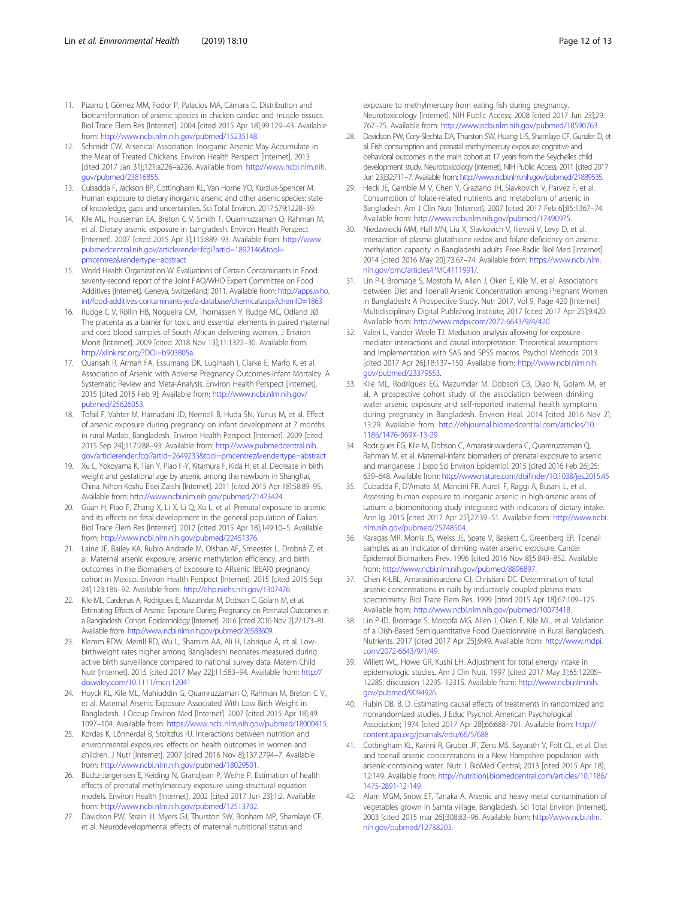11. Pizarro I, Gómez MM, Fodor P, Palacios MA, Cámara C. Distribution and biotransformation of arsenic species in chicken cardiac and muscle tissues. Biol Trace Elem Res [Internet]. 2004 [cited 2015 Apr 18];99:129–43. Available from: http://www.ncbi.nlm.nih.gov/pubmed/15235148.
12. Schmidt CW. Arsenical Association: Inorganic Arsenic May Accumulate in the Meat of Treated Chickens. Environ Health Perspect [Internet]. 2013 [cited 2017 Jan 31];121:a226–a226. Available from: http://www.ncbi.nlm.nih.gov/pubmed/23816855.
13. Cubadda F, Jackson BP, Cottingham KL, Van Horne YO, Kurzius-Spencer M. Human exposure to dietary inorganic arsenic and other arsenic species: state of knowledge, gaps and uncertainties. Sci Total Environ. 2017;579:1228–39.
14. Kile ML, Houseman EA, Breton C V, Smith T, Quamruzzaman Q, Rahman M, et al. Dietary arsenic exposure in bangladesh. Environ Health Perspect [Internet]. 2007 [cited 2015 Apr 3];115:889–93. Available from: http://www.pubmedcentral.nih.gov/articlerender.fcgi?artid=1892146&tool=pmcentrez&rendertype=abstract
15. World Health Organization W. Evaluations of Certain Contaminants in Food: seventy-second report of the Joint FAO/WHO Expert Committee on Food Additives [Internet]. Geneva, Switzerland; 2011. Available from: http://apps.who.int/food-additives-contaminants-jecfa-database/chemical.aspx?chemID=1863
16. Rudge C V, Röllin HB, Nogueira CM, Thomassen Y, Rudge MC, Odland JØ. The placenta as a barrier for toxic and essential elements in paired maternal and cord blood samples of South African delivering women. J Environ Monit [Internet]. 2009 [cited 2018 Nov 13];11:1322–30. Available from: http://xlink.rsc.org/?DOI=b903805a
17. Quansah R, Armah FA, Essumang DK, Luginaah I, Clarke E, Marfo K, et al. Association of Arsenic with Adverse Pregnancy Outcomes-Infant Mortality: A Systematic Review and Meta-Analysis. Environ Health Perspect [Internet]. 2015 [cited 2015 Feb 9]; Available from: http://www.ncbi.nlm.nih.gov/pubmed/25626053.
18. Tofail F, Vahter M, Hamadani JD, Nermell B, Huda SN, Yunus M, et al. Effect of arsenic exposure during pregnancy on infant development at 7 months in rural Matlab, Bangladesh. Environ Health Perspect [Internet]. 2009 [cited 2015 Sep 24];117:288–93. Available from: http://www.pubmedcentral.nih.gov/articlerender.fcgi?artid=2649233&tool=pmcentrez&rendertype=abstract
19. Xu L, Yokoyama K, Tian Y, Piao F-Y, Kitamura F, Kida H, et al. Decrease in birth weight and gestational age by arsenic among the newborn in Shanghai, China. Nihon Koshu Eisei Zasshi [Internet]. 2011 [cited 2015 Apr 18];58:89–95. Available from: http://www.ncbi.nlm.nih.gov/pubmed/21473424.
20. Guan H, Piao F, Zhang X, Li X, Li Q, Xu L, et al. Prenatal exposure to arsenic and its effects on fetal development in the general population of Dalian. Biol Trace Elem Res [Internet]. 2012 [cited 2015 Apr 18];149:10–5. Available from: http://www.ncbi.nlm.nih.gov/pubmed/22451376.
21. Laine JE, Bailey KA, Rubio-Andrade M, Olshan AF, Smeester L, Drobná Z, et al. Maternal arsenic exposure, arsenic methylation efficiency, and birth outcomes in the Biomarkers of Exposure to ARsenic (BEAR) pregnancy cohort in Mexico. Environ Health Perspect [Internet]. 2015 [cited 2015 Sep 24];123:186–92. Available from: http://ehp.niehs.nih.gov/1307476
22. Kile ML, Cardenas A, Rodrigues E, Mazumdar M, Dobson C, Golam M, et al. Estimating Effects of Arsenic Exposure During Pregnancy on Perinatal Outcomes in a Bangladeshi Cohort. Epidemiology [Internet]. 2016 [cited 2016 Nov 2];27:173–81. Available from: http://www.ncbi.nlm.nih.gov/pubmed/26583609.
23. Klemm RDW, Merrill RD, Wu L, Shamim AA, Ali H, Labrique A, et al. Low-birthweight rates higher among Bangladeshi neonates measured during active birth surveillance compared to national survey data. Matern Child Nutr [Internet]. 2015 [cited 2017 May 22];11:583–94. Available from: http://doi.wiley.com/10.1111/mcn.12041
24. Huyck KL, Kile ML, Mahiuddin G, Quamruzzaman Q, Rahman M, Breton C V., et al. Maternal Arsenic Exposure Associated With Low Birth Weight in Bangladesh. J Occup Environ Med [Internet]. 2007 [cited 2015 Apr 18];49:1097–104. Available from: https://www.ncbi.nlm.nih.gov/pubmed/18000415.
25. Kordas K, Lönnerdal B, Stoltzfus RJ. Interactions between nutrition and environmental exposures: effects on health outcomes in women and children. J Nutr [Internet]. 2007 [cited 2016 Nov 8];137:2794–7. Available from: http://www.ncbi.nlm.nih.gov/pubmed/18029501.
26. Budtz-Jørgensen E, Keiding N, Grandjean P, Weihe P. Estimation of health effects of prenatal methylmercury exposure using structural equation models. Environ Health [Internet]. 2002 [cited 2017 Jun 23];1:2. Available from: http://www.ncbi.nlm.nih.gov/pubmed/12513702.
27. Davidson PW, Strain JJ, Myers GJ, Thurston SW, Bonham MP, Shamlaye CF, et al. Neurodevelopmental effects of maternal nutritional status and exposure to methylmercury from eating fish during pregnancy. Neurotoxicology [Internet]. NIH Public Access; 2008 [cited 2017 Jun 23];29:767–75. Available from: http://www.ncbi.nlm.nih.gov/pubmed/18590763.
28. Davidson PW, Cory-Slechta DA, Thurston SW, Huang L-S, Shamlaye CF, Gunzler D, et al. Fish consumption and prenatal methylmercury exposure: cognitive and behavioral outcomes in the main cohort at 17 years from the Seychelles child development study. Neurotoxicology [Internet]. NIH Public Access; 2011 [cited 2017 Jun 23];32:711–7. Available from: http://www.ncbi.nlm.nih.gov/pubmed/21889535.
29. Heck JE, Gamble M V, Chen Y, Graziano JH, Slavkovich V, Parvez F, et al. Consumption of folate-related nutrients and metabolism of arsenic in Bangladesh. Am J Clin Nutr [Internet]. 2007 [cited 2017 Feb 6];85:1367–74. Available from: http://www.ncbi.nlm.nih.gov/pubmed/17490975.
30. Niedzwiecki MM, Hall MN, Liu X, Slavkovich V, Ilievski V, Levy D, et al. Interaction of plasma glutathione redox and folate deficiency on arsenic methylation capacity in Bangladeshi adults. Free Radic Biol Med [Internet]. 2014 [cited 2016 May 20];73:67–74. Available from: https://www.ncbi.nlm.nih.gov/pmc/articles/PMC4111991/.
31. Lin P-I, Bromage S, Mostofa M, Allen J, Oken E, Kile M, et al. Associations between Diet and Toenail Arsenic Concentration among Pregnant Women in Bangladesh: A Prospective Study. Nutr 2017, Vol 9, Page 420 [Internet]. Multidisciplinary Digital Publishing Institute; 2017 [cited 2017 Apr 25];9:420. Available from: http://www.mdpi.com/2072-6643/9/4/420
32. Valeri L, Vander Weele TJ. Mediation analysis allowing for exposure–mediator interactions and causal interpretation: Theoretical assumptions and implementation with SAS and SPSS macros. Psychol Methods. 2013 [cited 2017 Apr 26];18:137–150. Available from: http://www.ncbi.nlm.nih.gov/pubmed/23379553.
33. Kile ML, Rodrigues EG, Mazumdar M, Dobson CB, Diao N, Golam M, et al. A prospective cohort study of the association between drinking water arsenic exposure and self-reported maternal health symptoms during pregnancy in Bangladesh. Environ Heal. 2014 [cited 2016 Nov 2]; 13:29. Available from: http://ehjournal.biomedcentral.com/articles/10.1186/1476-069X-13-29
34. Rodrigues EG, Kile M, Dobson C, Amarasiriwardena C, Quamruzzaman Q, Rahman M, et al. Maternal-infant biomarkers of prenatal exposure to arsenic and manganese. J Expo Sci Environ Epidemiol. 2015 [cited 2016 Feb 26];25: 639–648. Available from: http://www.nature.com/doifinder/10.1038/jes.2015.45
35. Cubadda F, D'Amato M, Mancini FR, Aureli F, Raggi A, Busani L, et al. Assessing human exposure to inorganic arsenic in high-arsenic areas of Latium: a biomonitoring study integrated with indicators of dietary intake. Ann Ig. 2015 [cited 2017 Apr 25];27:39–51. Available from: http://www.ncbi.nlm.nih.gov/pubmed/25748504.
36. Karagas MR, Morris JS, Weiss JE, Spate V, Baskett C, Greenberg ER. Toenail samples as an indicator of drinking water arsenic exposure. Cancer Epidemiol Biomarkers Prev. 1996 [cited 2016 Nov 8];5:849–852. Available from: http://www.ncbi.nlm.nih.gov/pubmed/8896897.
37. Chen K-LBL, Amarasiriwardena CJ, Christiani DC. Determination of total arsenic concentrations in nails by inductively coupled plasma mass spectrometry. Biol Trace Elem Res. 1999 [cited 2015 Apr 18];67:109–125. Available from: http://www.ncbi.nlm.nih.gov/pubmed/10073418.
38. Lin P-ID, Bromage S, Mostofa MG, Allen J, Oken E, Kile ML, et al. Validation of a Dish-Based Semiquantitative Food Questionnaire in Rural Bangladesh. Nutrients. 2017 [cited 2017 Apr 25];9:49. Available from: http://www.mdpi.com/2072-6643/9/1/49.
39. Willett WC, Howe GR, Kushi LH. Adjustment for total energy intake in epidemiologic studies. Am J Clin Nutr. 1997 [cited 2017 May 3];65:1220S–1228S; discussion 1229S–1231S. Available from: http://www.ncbi.nlm.nih.gov/pubmed/9094926.
40. Rubin DB, B. D. Estimating causal effects of treatments in randomized and nonrandomized studies. J Educ Psychol. American Psychological Association; 1974 [cited 2017 Apr 28];66:688–701. Available from: http://content.apa.org/journals/edu/66/5/688
41. Cottingham KL, Karimi R, Gruber JF, Zens MS, Sayarath V, Folt CL, et al. Diet and toenail arsenic concentrations in a New Hampshire population with arsenic-containing water. Nutr J. BioMed Central; 2013 [cited 2015 Apr 18]; 12:149. Available from: http://nutritionj.biomedcentral.com/articles/10.1186/1475-2891-12-149
42. Alam MGM, Snow ET, Tanaka A. Arsenic and heavy metal contamination of vegetables grown in Samta village, Bangladesh. Sci Total Environ [Internet]. 2003 [cited 2015 mar 26];308:83–96. Available from: http://www.ncbi.nlm.nih.gov/pubmed/12738203.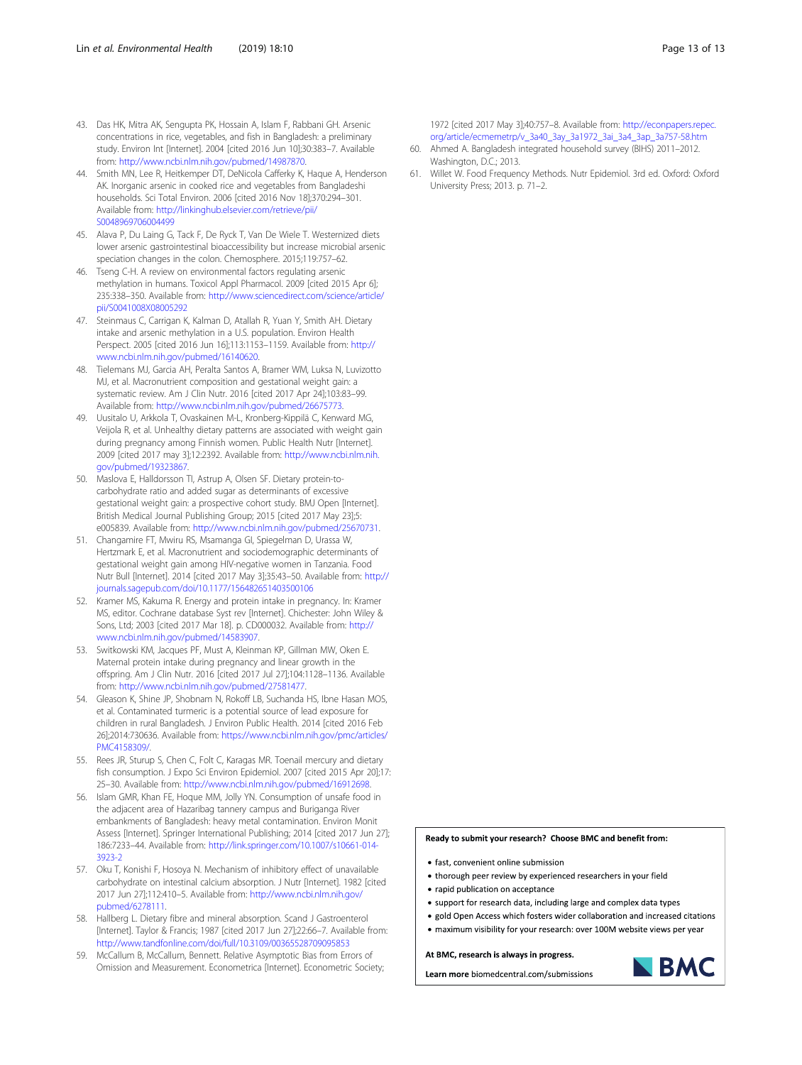43. Das HK, Mitra AK, Sengupta PK, Hossain A, Islam F, Rabbani GH. Arsenic concentrations in rice, vegetables, and fish in Bangladesh: a preliminary study. Environ Int [Internet]. 2004 [cited 2016 Jun 10];30:383–7. Available from: http://www.ncbi.nlm.nih.gov/pubmed/14987870.
44. Smith MN, Lee R, Heitkemper DT, DeNicola Cafferky K, Haque A, Henderson AK. Inorganic arsenic in cooked rice and vegetables from Bangladeshi households. Sci Total Environ. 2006 [cited 2016 Nov 18];370:294–301. Available from: http://linkinghub.elsevier.com/retrieve/pii/S0048969706004499
45. Alava P, Du Laing G, Tack F, De Ryck T, Van De Wiele T. Westernized diets lower arsenic gastrointestinal bioaccessibility but increase microbial arsenic speciation changes in the colon. Chemosphere. 2015;119:757–62.
46. Tseng C-H. A review on environmental factors regulating arsenic methylation in humans. Toxicol Appl Pharmacol. 2009 [cited 2015 Apr 6]; 235:338–350. Available from: http://www.sciencedirect.com/science/article/pii/S0041008X08005292
47. Steinmaus C, Carrigan K, Kalman D, Atallah R, Yuan Y, Smith AH. Dietary intake and arsenic methylation in a U.S. population. Environ Health Perspect. 2005 [cited 2016 Jun 16];113:1153–1159. Available from: http://www.ncbi.nlm.nih.gov/pubmed/16140620.
48. Tielemans MJ, Garcia AH, Peralta Santos A, Bramer WM, Luksa N, Luvizotto MJ, et al. Macronutrient composition and gestational weight gain: a systematic review. Am J Clin Nutr. 2016 [cited 2017 Apr 24];103:83–99. Available from: http://www.ncbi.nlm.nih.gov/pubmed/26675773.
49. Uusitalo U, Arkkola T, Ovaskainen M-L, Kronberg-Kippilä C, Kenward MG, Veijola R, et al. Unhealthy dietary patterns are associated with weight gain during pregnancy among Finnish women. Public Health Nutr [Internet]. 2009 [cited 2017 may 3];12:2392. Available from: http://www.ncbi.nlm.nih.gov/pubmed/19323867.
50. Maslova E, Halldorsson TI, Astrup A, Olsen SF. Dietary protein-to-carbohydrate ratio and added sugar as determinants of excessive gestational weight gain: a prospective cohort study. BMJ Open [Internet]. British Medical Journal Publishing Group; 2015 [cited 2017 May 23];5: e005839. Available from: http://www.ncbi.nlm.nih.gov/pubmed/25670731.
51. Changamire FT, Mwiru RS, Msamanga GI, Spiegelman D, Urassa W, Hertzmark E, et al. Macronutrient and sociodemographic determinants of gestational weight gain among HIV-negative women in Tanzania. Food Nutr Bull [Internet]. 2014 [cited 2017 May 3];35:43–50. Available from: http://journals.sagepub.com/doi/10.1177/156482651403500106
52. Kramer MS, Kakuma R. Energy and protein intake in pregnancy. In: Kramer MS, editor. Cochrane database Syst rev [Internet]. Chichester: John Wiley & Sons, Ltd; 2003 [cited 2017 Mar 18]. p. CD000032. Available from: http://www.ncbi.nlm.nih.gov/pubmed/14583907.
53. Switkowski KM, Jacques PF, Must A, Kleinman KP, Gillman MW, Oken E. Maternal protein intake during pregnancy and linear growth in the offspring. Am J Clin Nutr. 2016 [cited 2017 Jul 27];104:1128–1136. Available from: http://www.ncbi.nlm.nih.gov/pubmed/27581477.
54. Gleason K, Shine JP, Shobnam N, Rokoff LB, Suchanda HS, Ibne Hasan MOS, et al. Contaminated turmeric is a potential source of lead exposure for children in rural Bangladesh. J Environ Public Health. 2014 [cited 2016 Feb 26];2014:730636. Available from: https://www.ncbi.nlm.nih.gov/pmc/articles/PMC4158309/.
55. Rees JR, Sturup S, Chen C, Folt C, Karagas MR. Toenail mercury and dietary fish consumption. J Expo Sci Environ Epidemiol. 2007 [cited 2015 Apr 20];17: 25–30. Available from: http://www.ncbi.nlm.nih.gov/pubmed/16912698.
56. Islam GMR, Khan FE, Hoque MM, Jolly YN. Consumption of unsafe food in the adjacent area of Hazaribag tannery campus and Buriganga River embankments of Bangladesh: heavy metal contamination. Environ Monit Assess [Internet]. Springer International Publishing; 2014 [cited 2017 Jun 27]; 186:7233–44. Available from: http://link.springer.com/10.1007/s10661-014-3923-2
57. Oku T, Konishi F, Hosoya N. Mechanism of inhibitory effect of unavailable carbohydrate on intestinal calcium absorption. J Nutr [Internet]. 1982 [cited 2017 Jun 27];112:410–5. Available from: http://www.ncbi.nlm.nih.gov/pubmed/6278111.
58. Hallberg L. Dietary fibre and mineral absorption. Scand J Gastroenterol [Internet]. Taylor & Francis; 1987 [cited 2017 Jun 27];22:66–7. Available from: http://www.tandfonline.com/doi/full/10.3109/00365528709095853
59. McCallum B, McCallum, Bennett. Relative Asymptotic Bias from Errors of Omission and Measurement. Econometrica [Internet]. Econometric Society; 1972 [cited 2017 May 3];40:757–8. Available from: http://econpapers.repec.org/article/ecmemetrp/v_3a40_3ay_3a1972_3ai_3a4_3ap_3a757-58.htm
60. Ahmed A. Bangladesh integrated household survey (BIHS) 2011–2012. Washington, D.C.; 2013.
61. Willet W. Food Frequency Methods. Nutr Epidemiol. 3rd ed. Oxford: Oxford University Press; 2013. p. 71–2.

**Ready to submit your research? Choose BMC and benefit from:**

- fast, convenient online submission
- thorough peer review by experienced researchers in your field
- rapid publication on acceptance
- support for research data, including large and complex data types
- gold Open Access which fosters wider collaboration and increased citations
- maximum visibility for your research: over 100M website views per year

**At BMC, research is always in progress.**

**Learn more** biomedcentral.com/submissions

BMC